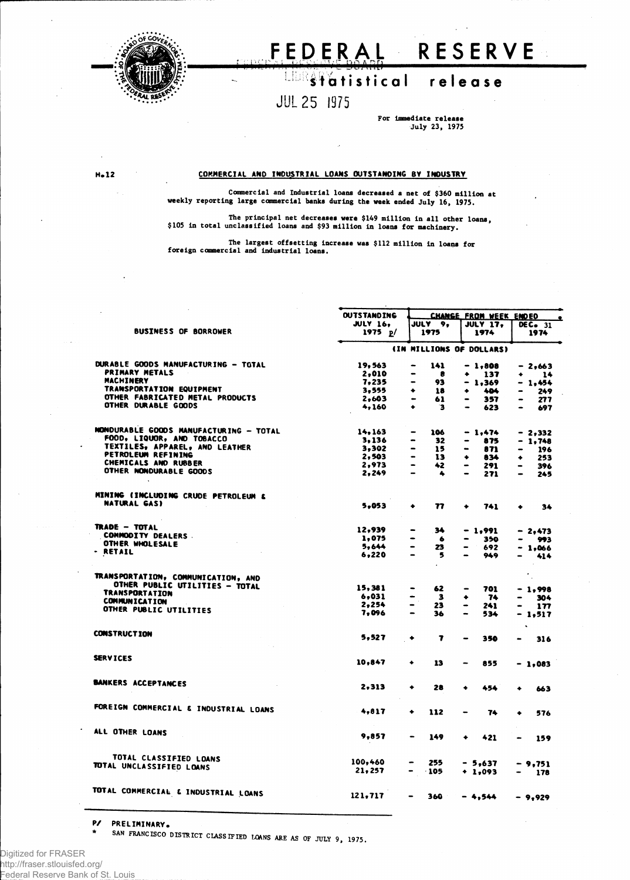# FEDERAL RESERVE

## statistical release

JUL 25 1975

For immediate release
July 23, 1975

H.12

### COMMERCIAL AND INDUSTRIAL LOANS OUTSTANDING BY INDUSTRY

Commercial and Industrial loans decreased a net of $360 million at weekly reporting large commercial banks during the week ended July 16, 1975.

The principal net decreases were $149 million in all other loans, $105 in total unclassified loans and $93 million in loans for machinery.

The largest offsetting increase was $112 million in loans for foreign commercial and industrial loans.

| BUSINESS OF BORROWER | OUTSTANDING JULY 16, 1975 p/ | CHANGE FROM WEEK ENDED * JULY 9, 1975 | JULY 17, 1974 | DEC. 31 1974 |
|---|---|---|---|---|
| | (IN MILLIONS OF DOLLARS) | | | |
| DURABLE GOODS MANUFACTURING - TOTAL | 19,563 | - 141 | - 1,808 | - 2,663 |
| PRIMARY METALS | 2,010 | - 8 | + 137 | + 14 |
| MACHINERY | 7,235 | - 93 | - 1,369 | - 1,454 |
| TRANSPORTATION EQUIPMENT | 3,555 | + 18 | + 404 | - 249 |
| OTHER FABRICATED METAL PRODUCTS | 2,603 | - 61 | - 357 | - 277 |
| OTHER DURABLE GOODS | 4,160 | + 3 | - 623 | - 697 |
| NONDURABLE GOODS MANUFACTURING - TOTAL | 14,163 | - 106 | - 1,474 | - 2,332 |
| FOOD, LIQUOR, AND TOBACCO | 3,136 | - 32 | - 875 | - 1,748 |
| TEXTILES, APPAREL, AND LEATHER | 3,302 | - 15 | - 871 | - 196 |
| PETROLEUM REFINING | 2,503 | - 13 | + 834 | + 253 |
| CHEMICALS AND RUBBER | 2,973 | - 42 | - 291 | - 396 |
| OTHER NONDURABLE GOODS | 2,249 | - 4 | - 271 | - 245 |
| MINING (INCLUDING CRUDE PETROLEUM & NATURAL GAS) | 5,053 | + 77 | + 741 | + 34 |
| TRADE - TOTAL | 12,939 | - 34 | - 1,991 | - 2,473 |
| COMMODITY DEALERS | 1,075 | - 6 | - 350 | - 993 |
| OTHER WHOLESALE | 5,644 | - 23 | - 692 | - 1,066 |
| RETAIL | 6,220 | - 5 | - 949 | - 414 |
| TRANSPORTATION, COMMUNICATION, AND OTHER PUBLIC UTILITIES - TOTAL | 15,381 | - 62 | - 701 | - 1,998 |
| TRANSPORTATION | 6,031 | - 3 | + 74 | - 304 |
| COMMUNICATION | 2,254 | - 23 | - 241 | - 177 |
| OTHER PUBLIC UTILITIES | 7,096 | - 36 | - 534 | - 1,517 |
| CONSTRUCTION | 5,527 | + 7 | - 350 | - 316 |
| SERVICES | 10,847 | + 13 | - 855 | - 1,083 |
| BANKERS ACCEPTANCES | 2,313 | + 28 | + 454 | + 663 |
| FOREIGN COMMERCIAL & INDUSTRIAL LOANS | 4,817 | + 112 | - 74 | + 576 |
| ALL OTHER LOANS | 9,857 | - 149 | + 421 | - 159 |
| TOTAL CLASSIFIED LOANS | 100,460 | - 255 | - 5,637 | - 9,751 |
| TOTAL UNCLASSIFIED LOANS | 21,257 | - 105 | + 1,093 | - 178 |
| TOTAL COMMERCIAL & INDUSTRIAL LOANS | 121,717 | - 360 | - 4,544 | - 9,929 |

P/ PRELIMINARY.
\* SAN FRANCISCO DISTRICT CLASSIFIED LOANS ARE AS OF JULY 9, 1975.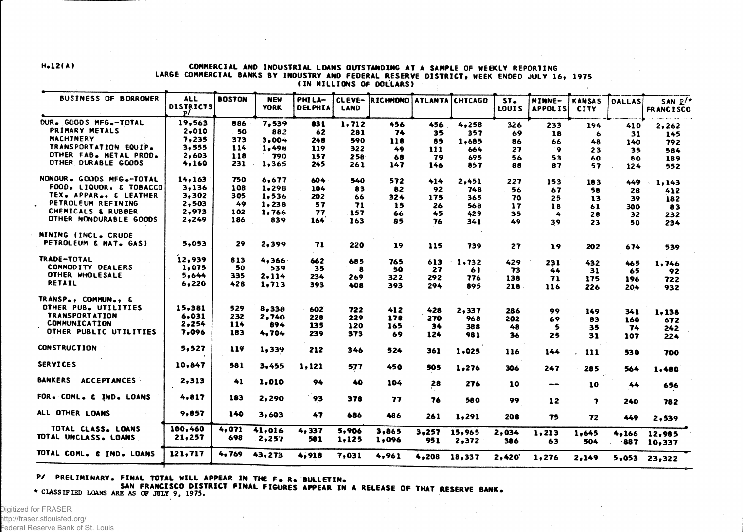H.12(A)

# COMMERCIAL AND INDUSTRIAL LOANS OUTSTANDING AT A SAMPLE OF WEEKLY REPORTING LARGE COMMERCIAL BANKS BY INDUSTRY AND FEDERAL RESERVE DISTRICT, WEEK ENDED JULY 16, 1975
(IN MILLIONS OF DOLLARS)

| BUSINESS OF BORROWER | ALL DISTRICTS p/ | BOSTON | NEW YORK | PHILA-DELPHIA | CLEVE-LAND | RICHMOND | ATLANTA | CHICAGO | ST. LOUIS | MINNE-APOLIS | KANSAS CITY | DALLAS | SAN FRANCISCO p/* |
|---|---|---|---|---|---|---|---|---|---|---|---|---|---|
| DUR. GOODS MFG.-TOTAL | 19,563 | 886 | 7,539 | 831 | 1,712 | 456 | 456 | 4,258 | 326 | 233 | 194 | 410 | 2,262 |
| PRIMARY METALS | 2,010 | 50 | 882 | 62 | 281 | 74 | 35 | 357 | 69 | 18 | 6 | 31 | 145 |
| MACHINERY | 7,235 | 373 | 3,004 | 248 | 590 | 118 | 85 | 1,685 | 86 | 66 | 48 | 140 | 792 |
| TRANSPORTATION EQUIP. | 3,555 | 114 | 1,498 | 119 | 322 | 49 | 111 | 664 | 27 | 9 | 23 | 35 | 584 |
| OTHER FAB. METAL PROD. | 2,603 | 118 | 790 | 157 | 258 | 68 | 79 | 695 | 56 | 53 | 60 | 80 | 189 |
| OTHER DURABLE GOODS | 4,160 | 231 | 1,365 | 245 | 261 | 147 | 146 | 857 | 88 | 87 | 57 | 124 | 552 |
| NONDUR. GOODS MFG.-TOTAL | 14,163 | 750 | 6,677 | 604 | 540 | 572 | 414 | 2,451 | 227 | 153 | 183 | 449 | 1,143 |
| FOOD, LIQUOR, & TOBACCO | 3,136 | 108 | 1,298 | 104 | 83 | 82 | 92 | 748 | 56 | 67 | 58 | 28 | 412 |
| TEX. APPAR., & LEATHER | 3,302 | 305 | 1,536 | 202 | 66 | 324 | 175 | 365 | 70 | 25 | 13 | 39 | 182 |
| PETROLEUM REFINING | 2,503 | 49 | 1,238 | 57 | 71 | 15 | 26 | 568 | 17 | 18 | 61 | 300 | 83 |
| CHEMICALS & RUBBER | 2,973 | 102 | 1,766 | 77 | 157 | 66 | 45 | 429 | 35 | 4 | 28 | 32 | 232 |
| OTHER NONDURABLE GOODS | 2,249 | 186 | 839 | 164 | 163 | 85 | 76 | 341 | 49 | 39 | 23 | 50 | 234 |
| MINING (INCL. CRUDE PETROLEUM & NAT. GAS) | 5,053 | 29 | 2,399 | 71 | 220 | 19 | 115 | 739 | 27 | 19 | 202 | 674 | 539 |
| TRADE-TOTAL | 12,939 | 813 | 4,366 | 662 | 685 | 765 | 613 | 1,732 | 429 | 231 | 432 | 465 | 1,746 |
| COMMODITY DEALERS | 1,075 | 50 | 539 | 35 | 8 | 50 | 27 | 61 | 73 | 44 | 31 | 65 | 92 |
| OTHER WHOLESALE | 5,644 | 335 | 2,114 | 234 | 269 | 322 | 292 | 776 | 138 | 71 | 175 | 196 | 722 |
| RETAIL | 6,220 | 428 | 1,713 | 393 | 408 | 393 | 294 | 895 | 218 | 116 | 226 | 204 | 932 |
| TRANSP., COMMUN., & OTHER PUB. UTILITIES | 15,381 | 529 | 8,338 | 602 | 722 | 412 | 428 | 2,337 | 286 | 99 | 149 | 341 | 1,138 |
| TRANSPORTATION | 6,031 | 232 | 2,740 | 228 | 229 | 178 | 270 | 968 | 202 | 69 | 83 | 160 | 672 |
| COMMUNICATION | 2,254 | 114 | 894 | 135 | 120 | 165 | 34 | 388 | 48 | 5 | 35 | 74 | 242 |
| OTHER PUBLIC UTILITIES | 7,096 | 183 | 4,704 | 239 | 373 | 69 | 124 | 981 | 36 | 25 | 31 | 107 | 224 |
| CONSTRUCTION | 5,527 | 119 | 1,339 | 212 | 346 | 524 | 361 | 1,025 | 116 | 144 | 111 | 530 | 700 |
| SERVICES | 10,847 | 581 | 3,455 | 1,121 | 577 | 450 | 505 | 1,276 | 306 | 247 | 285 | 564 | 1,480 |
| BANKERS ACCEPTANCES | 2,313 | 41 | 1,010 | 94 | 40 | 104 | 28 | 276 | 10 | -- | 10 | 44 | 656 |
| FOR. COML. & IND. LOANS | 4,817 | 183 | 2,290 | 93 | 378 | 77 | 76 | 580 | 99 | 12 | 7 | 240 | 782 |
| ALL OTHER LOANS | 9,857 | 140 | 3,603 | 47 | 686 | 486 | 261 | 1,291 | 208 | 75 | 72 | 449 | 2,539 |
| TOTAL CLASS. LOANS | 100,460 | 4,071 | 41,016 | 4,337 | 5,906 | 3,865 | 3,257 | 15,965 | 2,034 | 1,213 | 1,645 | 4,166 | 12,985 |
| TOTAL UNCLASS. LOANS | 21,257 | 698 | 2,257 | 581 | 1,125 | 1,096 | 951 | 2,372 | 386 | 63 | 504 | 887 | 10,337 |
| TOTAL COML. & IND. LOANS | 121,717 | 4,769 | 43,273 | 4,918 | 7,031 | 4,961 | 4,208 | 18,337 | 2,420 | 1,276 | 2,149 | 5,053 | 23,322 |

P/ PRELIMINARY. FINAL TOTAL WILL APPEAR IN THE F. R. BULLETIN.
SAN FRANCISCO DISTRICT FINAL FIGURES APPEAR IN A RELEASE OF THAT RESERVE BANK.
* CLASSIFIED LOANS ARE AS OF JULY 9, 1975.